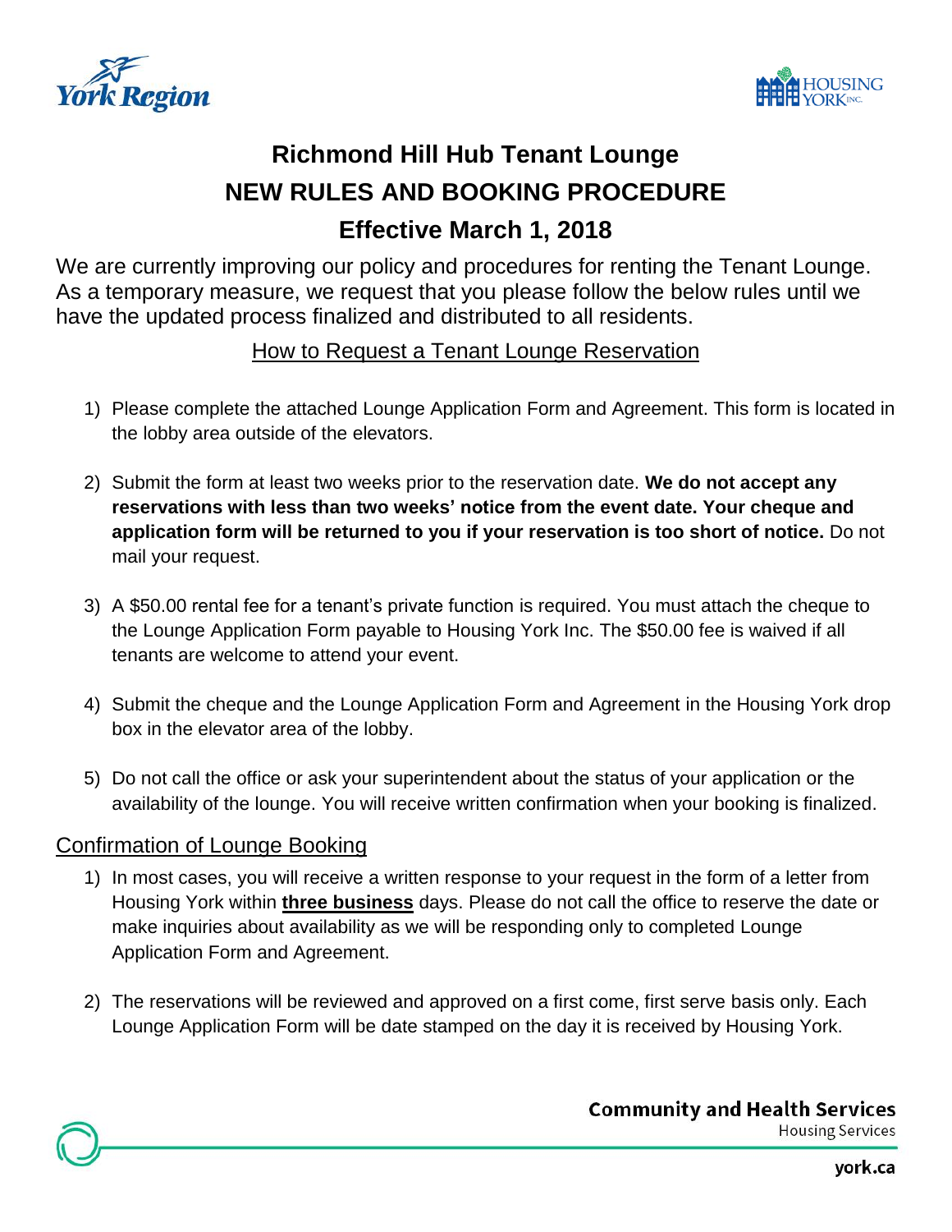# Richmond Hill Hub Tenant Lounge

# NEW RULES AND BOOKING PROCEDURE

# Effective March 1, 2018

We are currently improving our policy and procedures for renting the Tenant Lounge. As a temporary measure, we request that you please follow the below rules until we have the updated process finalized and distributed to all residents.

## How to Request a Tenant Lounge Reservation

1) Please complete the attached Lounge Application Form and Agreement. This form is located in the lobby area outside of the elevators.

2) Submit the form at least two weeks prior to the reservation date. **We do not accept any reservations with less than two weeks' notice from the event date. Your cheque and application form will be returned to you if your reservation is too short of notice.** Do not mail your request.

3) A $50.00 rental fee for a tenant's private function is required. You must attach the cheque to the Lounge Application Form payable to Housing York Inc. The $50.00 fee is waived if all tenants are welcome to attend your event.

4) Submit the cheque and the Lounge Application Form and Agreement in the Housing York drop box in the elevator area of the lobby.

5) Do not call the office or ask your superintendent about the status of your application or the availability of the lounge. You will receive written confirmation when your booking is finalized.

## Confirmation of Lounge Booking

1) In most cases, you will receive a written response to your request in the form of a letter from Housing York within **three business** days. Please do not call the office to reserve the date or make inquiries about availability as we will be responding only to completed Lounge Application Form and Agreement.

2) The reservations will be reviewed and approved on a first come, first serve basis only. Each Lounge Application Form will be date stamped on the day it is received by Housing York.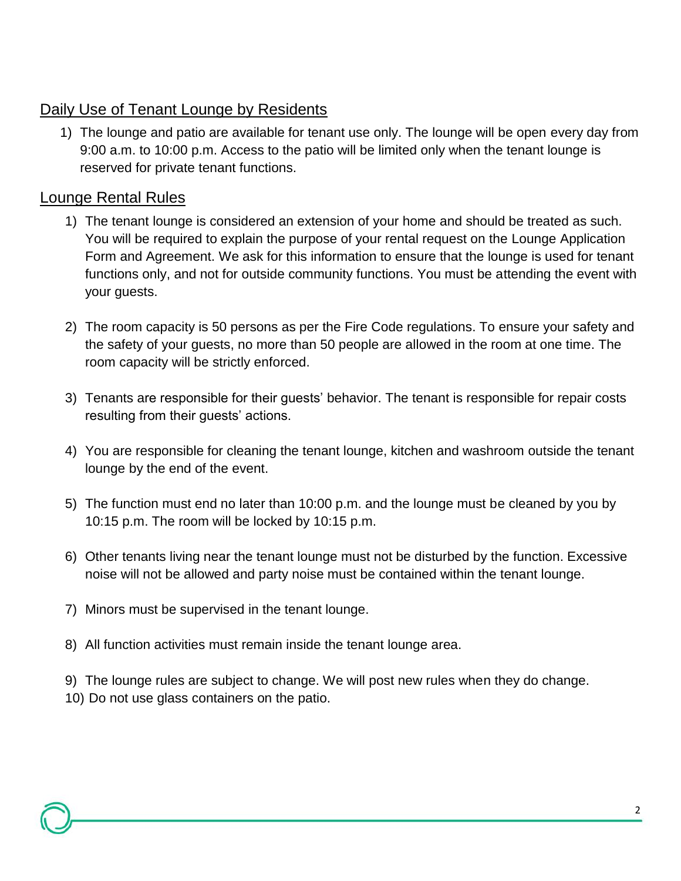## Daily Use of Tenant Lounge by Residents

1) The lounge and patio are available for tenant use only. The lounge will be open every day from 9:00 a.m. to 10:00 p.m. Access to the patio will be limited only when the tenant lounge is reserved for private tenant functions.

## Lounge Rental Rules

1) The tenant lounge is considered an extension of your home and should be treated as such. You will be required to explain the purpose of your rental request on the Lounge Application Form and Agreement. We ask for this information to ensure that the lounge is used for tenant functions only, and not for outside community functions. You must be attending the event with your guests.

2) The room capacity is 50 persons as per the Fire Code regulations. To ensure your safety and the safety of your guests, no more than 50 people are allowed in the room at one time. The room capacity will be strictly enforced.

3) Tenants are responsible for their guests' behavior. The tenant is responsible for repair costs resulting from their guests' actions.

4) You are responsible for cleaning the tenant lounge, kitchen and washroom outside the tenant lounge by the end of the event.

5) The function must end no later than 10:00 p.m. and the lounge must be cleaned by you by 10:15 p.m. The room will be locked by 10:15 p.m.

6) Other tenants living near the tenant lounge must not be disturbed by the function. Excessive noise will not be allowed and party noise must be contained within the tenant lounge.

7) Minors must be supervised in the tenant lounge.

8) All function activities must remain inside the tenant lounge area.

9) The lounge rules are subject to change. We will post new rules when they do change.

10) Do not use glass containers on the patio.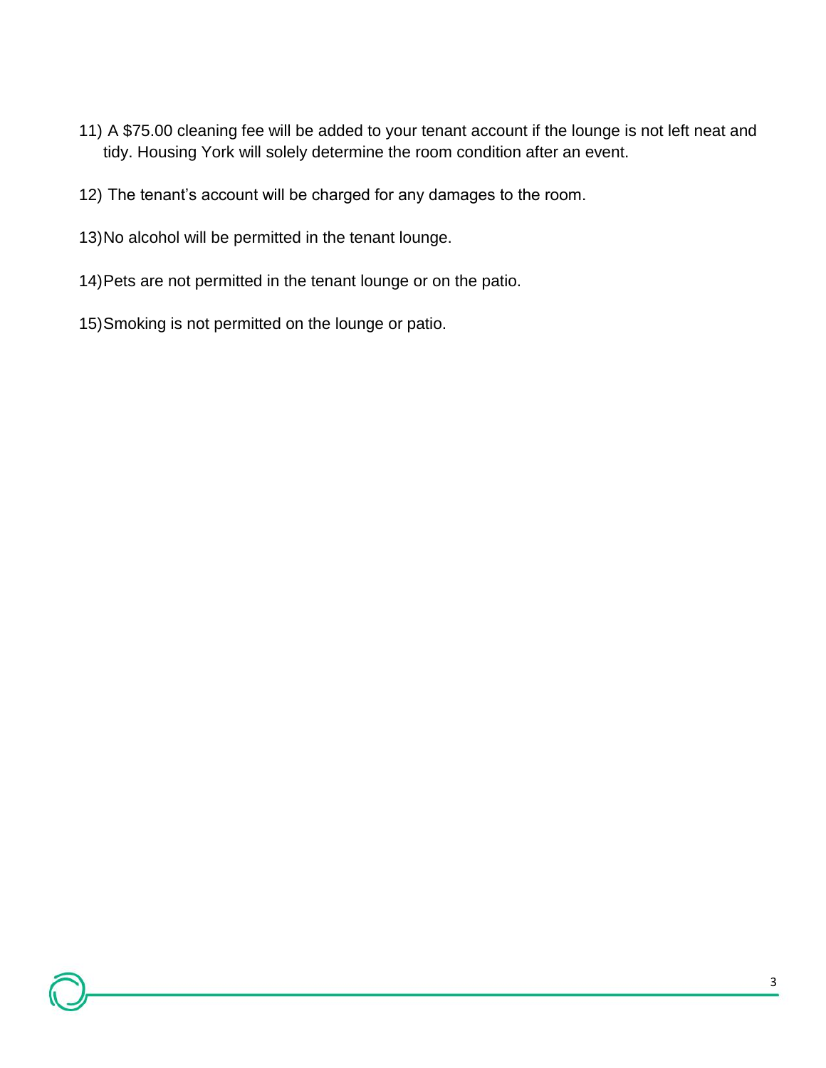11) A $75.00 cleaning fee will be added to your tenant account if the lounge is not left neat and tidy. Housing York will solely determine the room condition after an event.

12) The tenant's account will be charged for any damages to the room.

13) No alcohol will be permitted in the tenant lounge.

14) Pets are not permitted in the tenant lounge or on the patio.

15) Smoking is not permitted on the lounge or patio.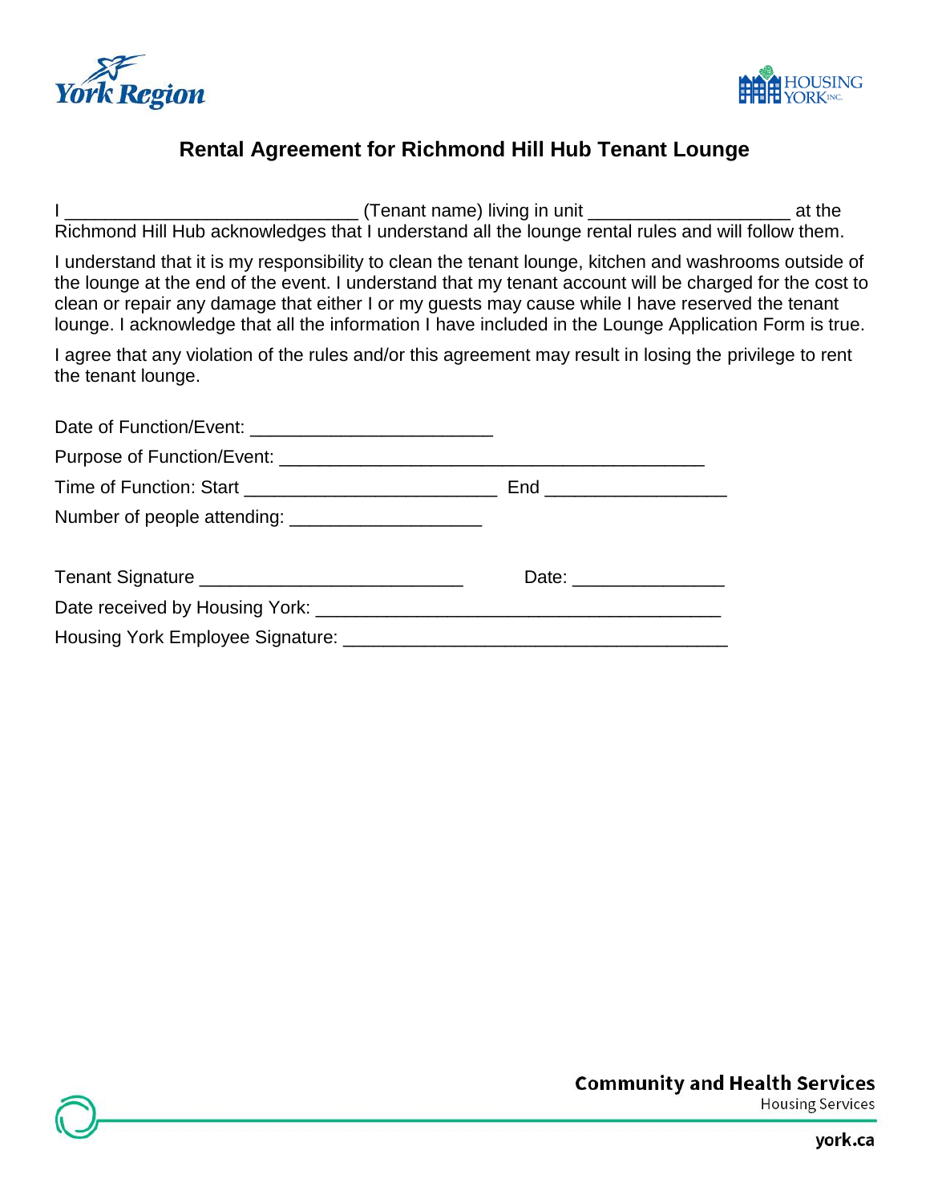# Rental Agreement for Richmond Hill Hub Tenant Lounge

I ______________________________ (Tenant name) living in unit ____________________ at the Richmond Hill Hub acknowledges that I understand all the lounge rental rules and will follow them.

I understand that it is my responsibility to clean the tenant lounge, kitchen and washrooms outside of the lounge at the end of the event. I understand that my tenant account will be charged for the cost to clean or repair any damage that either I or my guests may cause while I have reserved the tenant lounge. I acknowledge that all the information I have included in the Lounge Application Form is true.

I agree that any violation of the rules and/or this agreement may result in losing the privilege to rent the tenant lounge.

Date of Function/Event: ________________________

Purpose of Function/Event: __________________________________________

Time of Function: Start _________________________ End __________________

Number of people attending: ___________________

Tenant Signature __________________________ Date: _______________

Date received by Housing York: ________________________________________

Housing York Employee Signature: ______________________________________

Community and Health Services
Housing Services

york.ca